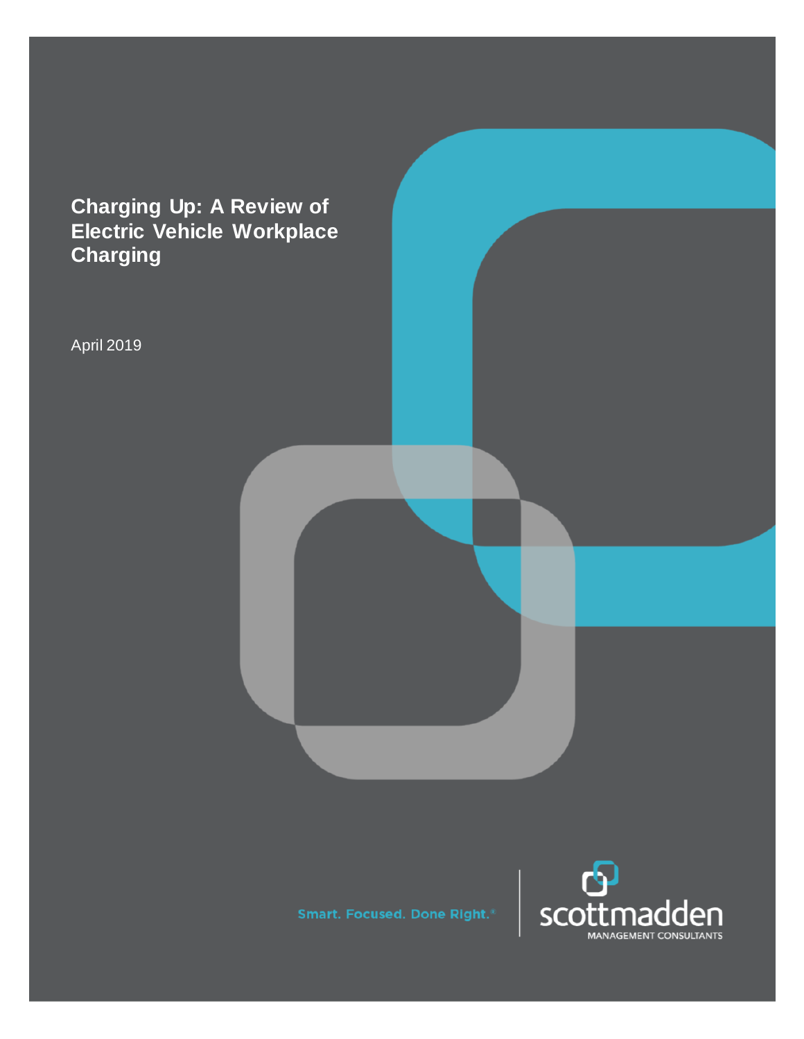# Charging Up: A Review of Electric Vehicle Workplace Charging

April 2019

Smart. Focused. Done Right.®

scottmadden
MANAGEMENT CONSULTANTS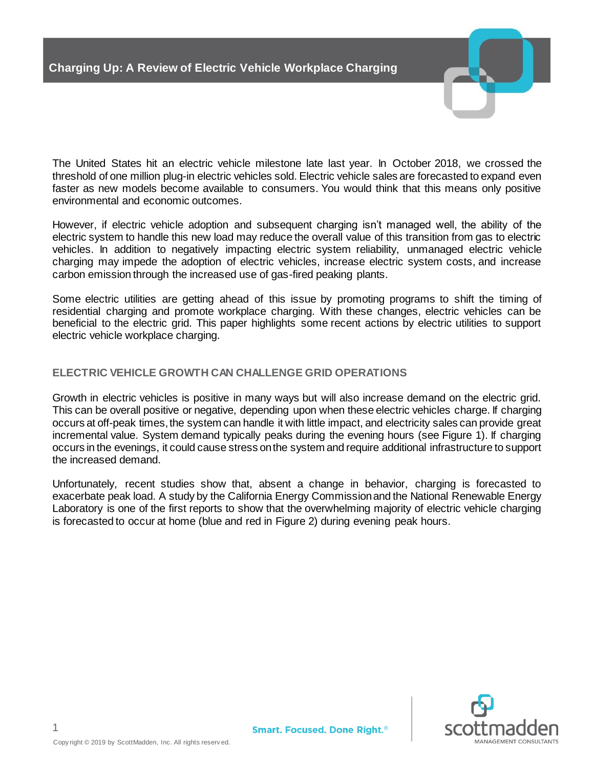# Charging Up: A Review of Electric Vehicle Workplace Charging

The United States hit an electric vehicle milestone late last year. In October 2018, we crossed the threshold of one million plug-in electric vehicles sold. Electric vehicle sales are forecasted to expand even faster as new models become available to consumers. You would think that this means only positive environmental and economic outcomes.

However, if electric vehicle adoption and subsequent charging isn't managed well, the ability of the electric system to handle this new load may reduce the overall value of this transition from gas to electric vehicles. In addition to negatively impacting electric system reliability, unmanaged electric vehicle charging may impede the adoption of electric vehicles, increase electric system costs, and increase carbon emission through the increased use of gas-fired peaking plants.

Some electric utilities are getting ahead of this issue by promoting programs to shift the timing of residential charging and promote workplace charging. With these changes, electric vehicles can be beneficial to the electric grid. This paper highlights some recent actions by electric utilities to support electric vehicle workplace charging.

## ELECTRIC VEHICLE GROWTH CAN CHALLENGE GRID OPERATIONS

Growth in electric vehicles is positive in many ways but will also increase demand on the electric grid. This can be overall positive or negative, depending upon when these electric vehicles charge. If charging occurs at off-peak times, the system can handle it with little impact, and electricity sales can provide great incremental value. System demand typically peaks during the evening hours (see Figure 1). If charging occurs in the evenings, it could cause stress on the system and require additional infrastructure to support the increased demand.

Unfortunately, recent studies show that, absent a change in behavior, charging is forecasted to exacerbate peak load. A study by the California Energy Commission and the National Renewable Energy Laboratory is one of the first reports to show that the overwhelming majority of electric vehicle charging is forecasted to occur at home (blue and red in Figure 2) during evening peak hours.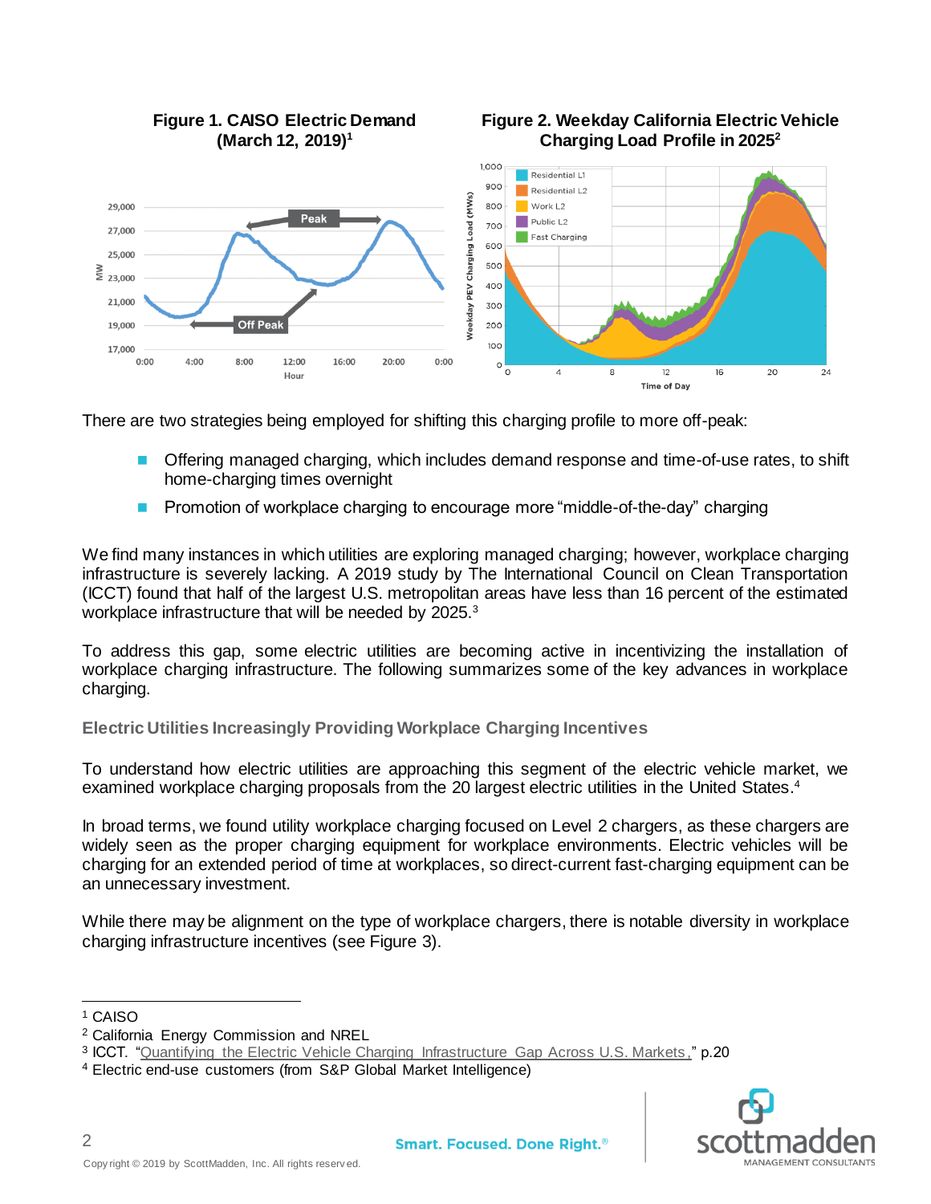**Figure 1. CAISO Electric Demand (March 12, 2019)**[1]

**Figure 2. Weekday California Electric Vehicle Charging Load Profile in 2025**[2]

There are two strategies being employed for shifting this charging profile to more off-peak:

- Offering managed charging, which includes demand response and time-of-use rates, to shift home-charging times overnight
- Promotion of workplace charging to encourage more "middle-of-the-day" charging

We find many instances in which utilities are exploring managed charging; however, workplace charging infrastructure is severely lacking. A 2019 study by The International Council on Clean Transportation (ICCT) found that half of the largest U.S. metropolitan areas have less than 16 percent of the estimated workplace infrastructure that will be needed by 2025.[3]

To address this gap, some electric utilities are becoming active in incentivizing the installation of workplace charging infrastructure. The following summarizes some of the key advances in workplace charging.

### Electric Utilities Increasingly Providing Workplace Charging Incentives

To understand how electric utilities are approaching this segment of the electric vehicle market, we examined workplace charging proposals from the 20 largest electric utilities in the United States.[4]

In broad terms, we found utility workplace charging focused on Level 2 chargers, as these chargers are widely seen as the proper charging equipment for workplace environments. Electric vehicles will be charging for an extended period of time at workplaces, so direct-current fast-charging equipment can be an unnecessary investment.

While there may be alignment on the type of workplace chargers, there is notable diversity in workplace charging infrastructure incentives (see Figure 3).

---

[1] CAISO

[2] California Energy Commission and NREL

[3] ICCT. "Quantifying the Electric Vehicle Charging Infrastructure Gap Across U.S. Markets," p.20

[4] Electric end-use customers (from S&P Global Market Intelligence)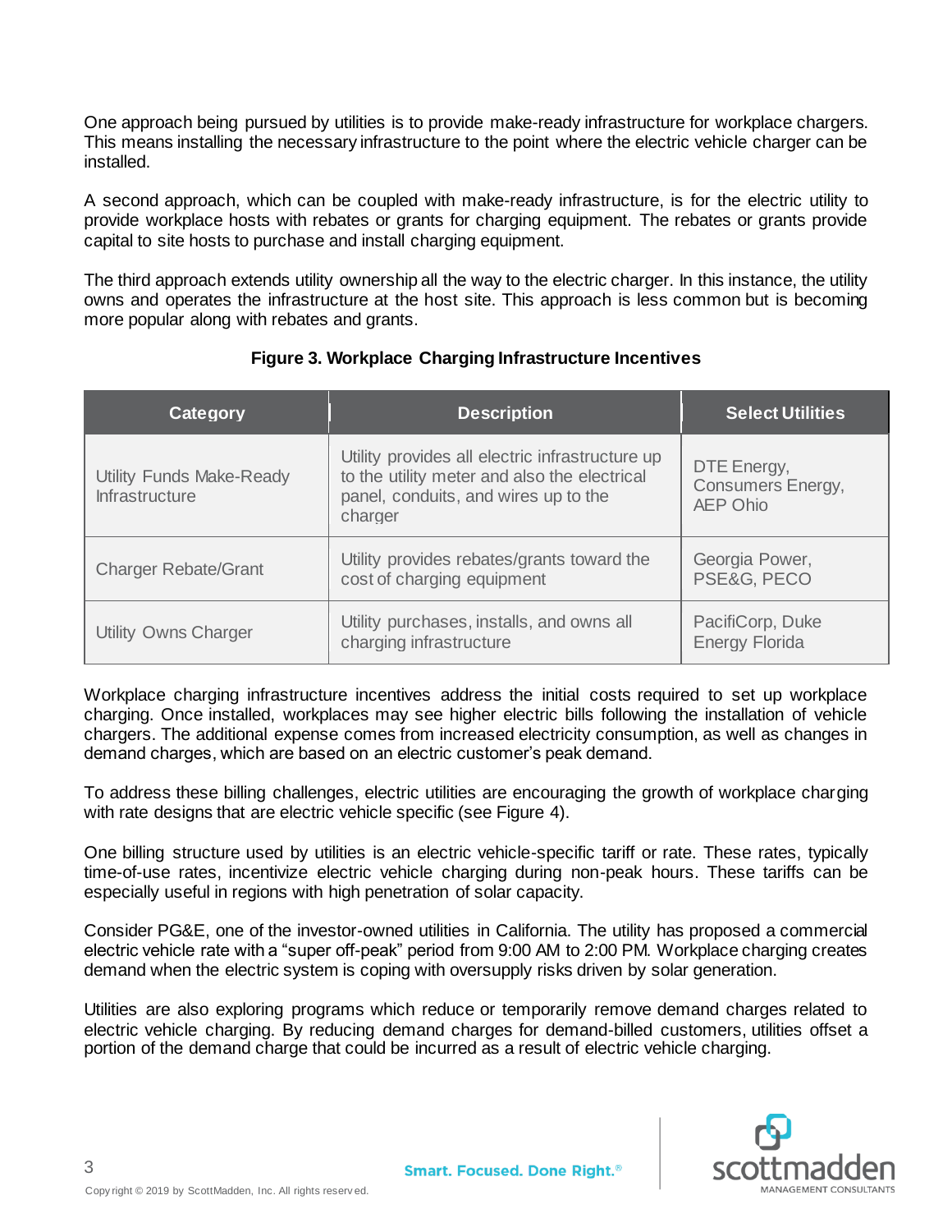One approach being pursued by utilities is to provide make-ready infrastructure for workplace chargers. This means installing the necessary infrastructure to the point where the electric vehicle charger can be installed.

A second approach, which can be coupled with make-ready infrastructure, is for the electric utility to provide workplace hosts with rebates or grants for charging equipment. The rebates or grants provide capital to site hosts to purchase and install charging equipment.

The third approach extends utility ownership all the way to the electric charger. In this instance, the utility owns and operates the infrastructure at the host site. This approach is less common but is becoming more popular along with rebates and grants.

**Figure 3. Workplace Charging Infrastructure Incentives**

| Category | Description | Select Utilities |
|---|---|---|
| Utility Funds Make-Ready Infrastructure | Utility provides all electric infrastructure up to the utility meter and also the electrical panel, conduits, and wires up to the charger | DTE Energy, Consumers Energy, AEP Ohio |
| Charger Rebate/Grant | Utility provides rebates/grants toward the cost of charging equipment | Georgia Power, PSE&G, PECO |
| Utility Owns Charger | Utility purchases, installs, and owns all charging infrastructure | PacifiCorp, Duke Energy Florida |

Workplace charging infrastructure incentives address the initial costs required to set up workplace charging. Once installed, workplaces may see higher electric bills following the installation of vehicle chargers. The additional expense comes from increased electricity consumption, as well as changes in demand charges, which are based on an electric customer's peak demand.

To address these billing challenges, electric utilities are encouraging the growth of workplace charging with rate designs that are electric vehicle specific (see Figure 4).

One billing structure used by utilities is an electric vehicle-specific tariff or rate. These rates, typically time-of-use rates, incentivize electric vehicle charging during non-peak hours. These tariffs can be especially useful in regions with high penetration of solar capacity.

Consider PG&E, one of the investor-owned utilities in California. The utility has proposed a commercial electric vehicle rate with a "super off-peak" period from 9:00 AM to 2:00 PM. Workplace charging creates demand when the electric system is coping with oversupply risks driven by solar generation.

Utilities are also exploring programs which reduce or temporarily remove demand charges related to electric vehicle charging. By reducing demand charges for demand-billed customers, utilities offset a portion of the demand charge that could be incurred as a result of electric vehicle charging.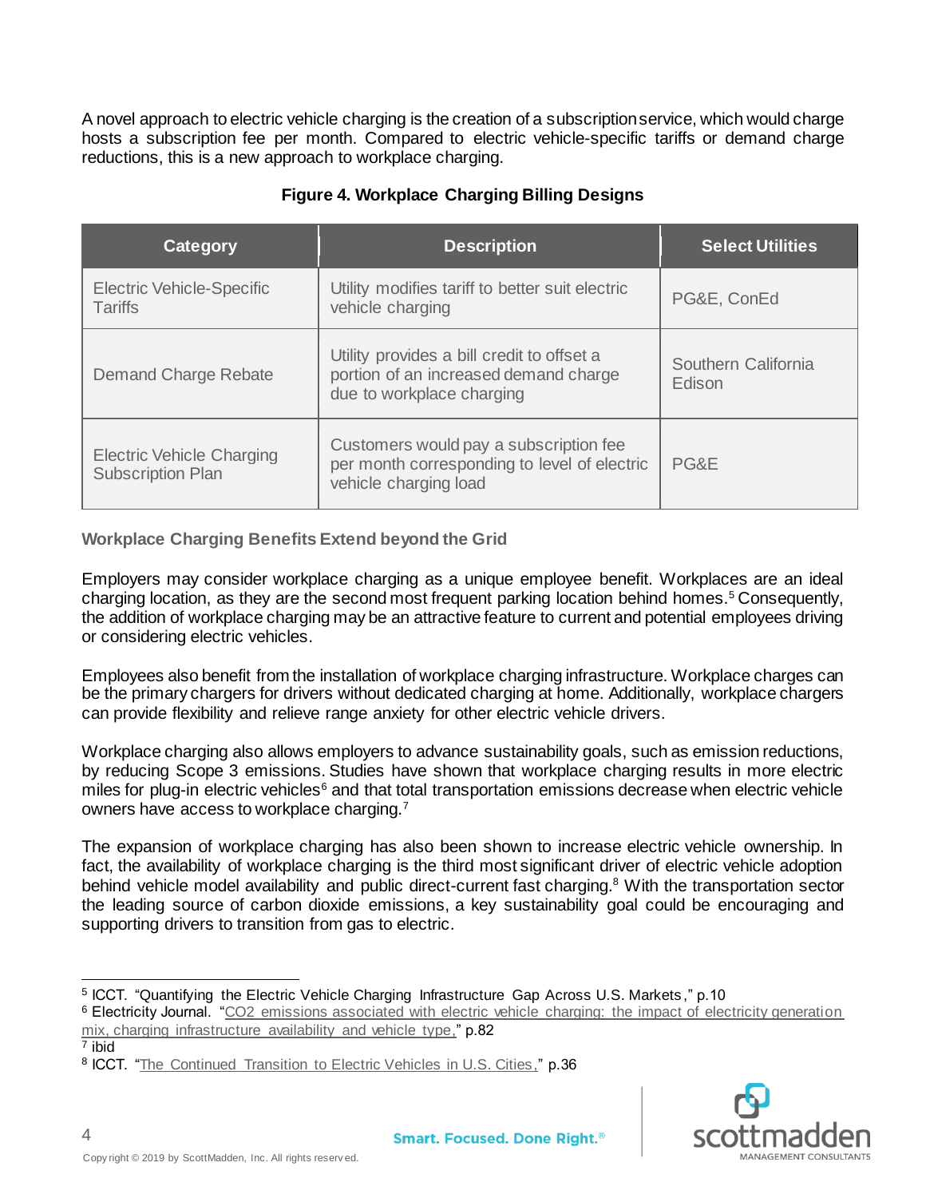A novel approach to electric vehicle charging is the creation of a subscription service, which would charge hosts a subscription fee per month. Compared to electric vehicle-specific tariffs or demand charge reductions, this is a new approach to workplace charging.

**Figure 4. Workplace Charging Billing Designs**

| Category | Description | Select Utilities |
| --- | --- | --- |
| Electric Vehicle-Specific Tariffs | Utility modifies tariff to better suit electric vehicle charging | PG&E, ConEd |
| Demand Charge Rebate | Utility provides a bill credit to offset a portion of an increased demand charge due to workplace charging | Southern California Edison |
| Electric Vehicle Charging Subscription Plan | Customers would pay a subscription fee per month corresponding to level of electric vehicle charging load | PG&E |

### Workplace Charging Benefits Extend beyond the Grid

Employers may consider workplace charging as a unique employee benefit. Workplaces are an ideal charging location, as they are the second most frequent parking location behind homes.[5] Consequently, the addition of workplace charging may be an attractive feature to current and potential employees driving or considering electric vehicles.

Employees also benefit from the installation of workplace charging infrastructure. Workplace charges can be the primary chargers for drivers without dedicated charging at home. Additionally, workplace chargers can provide flexibility and relieve range anxiety for other electric vehicle drivers.

Workplace charging also allows employers to advance sustainability goals, such as emission reductions, by reducing Scope 3 emissions. Studies have shown that workplace charging results in more electric miles for plug-in electric vehicles[6] and that total transportation emissions decrease when electric vehicle owners have access to workplace charging.[7]

The expansion of workplace charging has also been shown to increase electric vehicle ownership. In fact, the availability of workplace charging is the third most significant driver of electric vehicle adoption behind vehicle model availability and public direct-current fast charging.[8] With the transportation sector the leading source of carbon dioxide emissions, a key sustainability goal could be encouraging and supporting drivers to transition from gas to electric.

---

[5] ICCT. "Quantifying the Electric Vehicle Charging Infrastructure Gap Across U.S. Markets," p.10

[6] Electricity Journal. "CO2 emissions associated with electric vehicle charging: the impact of electricity generation mix, charging infrastructure availability and vehicle type," p.82

[7] ibid

[8] ICCT. "The Continued Transition to Electric Vehicles in U.S. Cities," p.36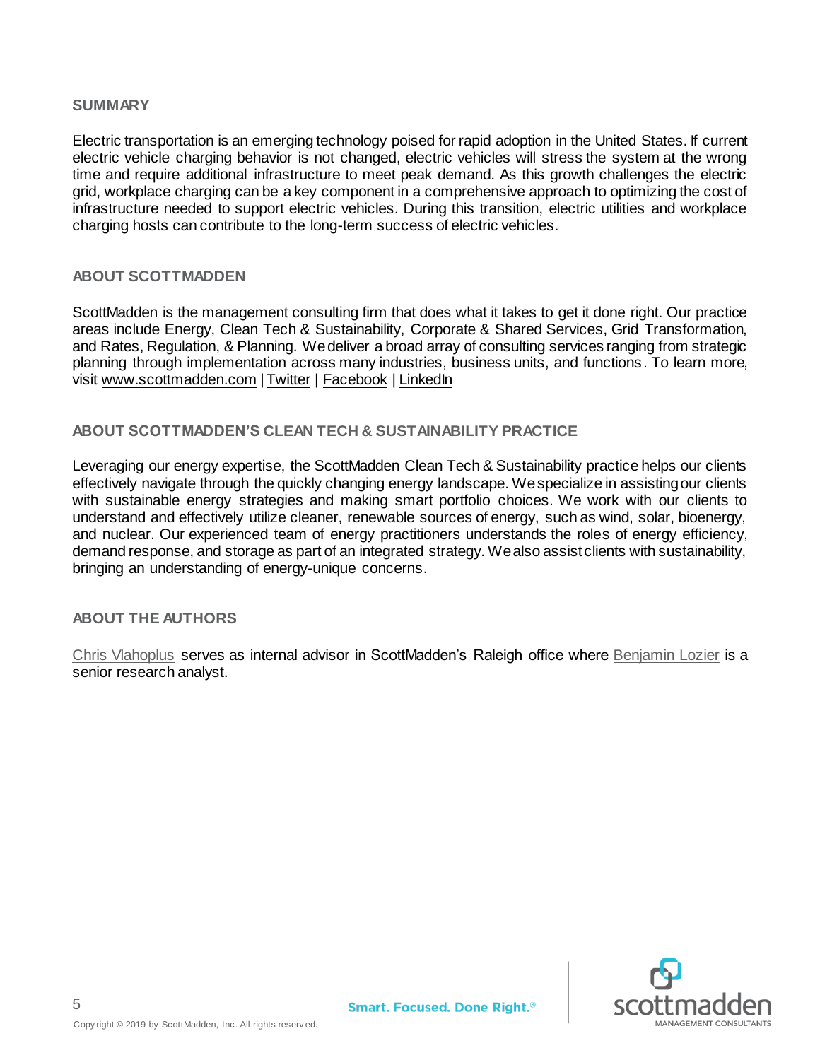## SUMMARY

Electric transportation is an emerging technology poised for rapid adoption in the United States. If current electric vehicle charging behavior is not changed, electric vehicles will stress the system at the wrong time and require additional infrastructure to meet peak demand. As this growth challenges the electric grid, workplace charging can be a key component in a comprehensive approach to optimizing the cost of infrastructure needed to support electric vehicles. During this transition, electric utilities and workplace charging hosts can contribute to the long-term success of electric vehicles.

## ABOUT SCOTTMADDEN

ScottMadden is the management consulting firm that does what it takes to get it done right. Our practice areas include Energy, Clean Tech & Sustainability, Corporate & Shared Services, Grid Transformation, and Rates, Regulation, & Planning. We deliver a broad array of consulting services ranging from strategic planning through implementation across many industries, business units, and functions. To learn more, visit www.scottmadden.com | Twitter | Facebook | LinkedIn

## ABOUT SCOTTMADDEN'S CLEAN TECH & SUSTAINABILITY PRACTICE

Leveraging our energy expertise, the ScottMadden Clean Tech & Sustainability practice helps our clients effectively navigate through the quickly changing energy landscape. We specialize in assisting our clients with sustainable energy strategies and making smart portfolio choices. We work with our clients to understand and effectively utilize cleaner, renewable sources of energy, such as wind, solar, bioenergy, and nuclear. Our experienced team of energy practitioners understands the roles of energy efficiency, demand response, and storage as part of an integrated strategy. We also assist clients with sustainability, bringing an understanding of energy-unique concerns.

## ABOUT THE AUTHORS

Chris Vlahoplus serves as internal advisor in ScottMadden's Raleigh office where Benjamin Lozier is a senior research analyst.